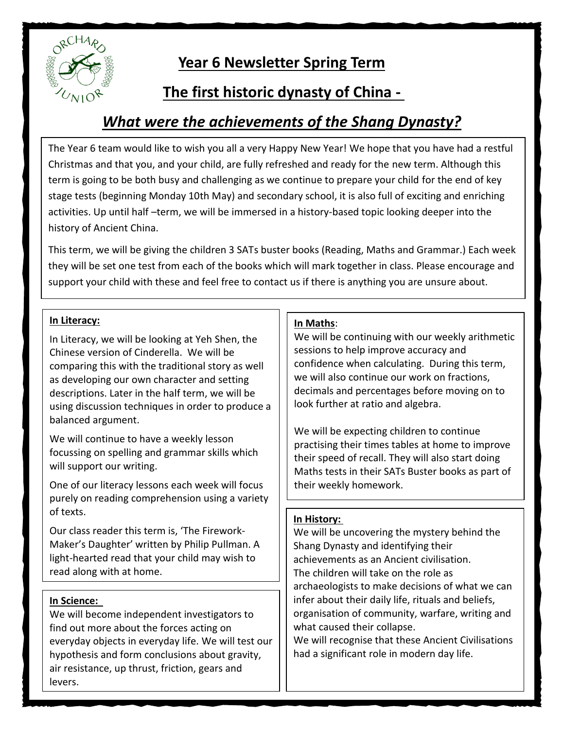# Year 6 Newsletter Spring Term

## The first historic dynasty of China -

## *What were the achievements of the Shang Dynasty?*

The Year 6 team would like to wish you all a very Happy New Year! We hope that you have had a restful Christmas and that you, and your child, are fully refreshed and ready for the new term. Although this term is going to be both busy and challenging as we continue to prepare your child for the end of key stage tests (beginning Monday 10th May) and secondary school, it is also full of exciting and enriching activities. Up until half –term, we will be immersed in a history-based topic looking deeper into the history of Ancient China.

This term, we will be giving the children 3 SATs buster books (Reading, Maths and Grammar.) Each week they will be set one test from each of the books which will mark together in class. Please encourage and support your child with these and feel free to contact us if there is anything you are unsure about.

### In Literacy:

In Literacy, we will be looking at Yeh Shen, the Chinese version of Cinderella. We will be comparing this with the traditional story as well as developing our own character and setting descriptions. Later in the half term, we will be using discussion techniques in order to produce a balanced argument.

We will continue to have a weekly lesson focussing on spelling and grammar skills which will support our writing.

One of our literacy lessons each week will focus purely on reading comprehension using a variety of texts.

Our class reader this term is, 'The Firework-Maker's Daughter' written by Philip Pullman. A light-hearted read that your child may wish to read along with at home.

### In Science:

We will become independent investigators to find out more about the forces acting on everyday objects in everyday life. We will test our hypothesis and form conclusions about gravity, air resistance, up thrust, friction, gears and levers.

### In Maths:

We will be continuing with our weekly arithmetic sessions to help improve accuracy and confidence when calculating. During this term, we will also continue our work on fractions, decimals and percentages before moving on to look further at ratio and algebra.

We will be expecting children to continue practising their times tables at home to improve their speed of recall. They will also start doing Maths tests in their SATs Buster books as part of their weekly homework.

### In History:

We will be uncovering the mystery behind the Shang Dynasty and identifying their achievements as an Ancient civilisation.
The children will take on the role as archaeologists to make decisions of what we can infer about their daily life, rituals and beliefs, organisation of community, warfare, writing and what caused their collapse.
We will recognise that these Ancient Civilisations had a significant role in modern day life.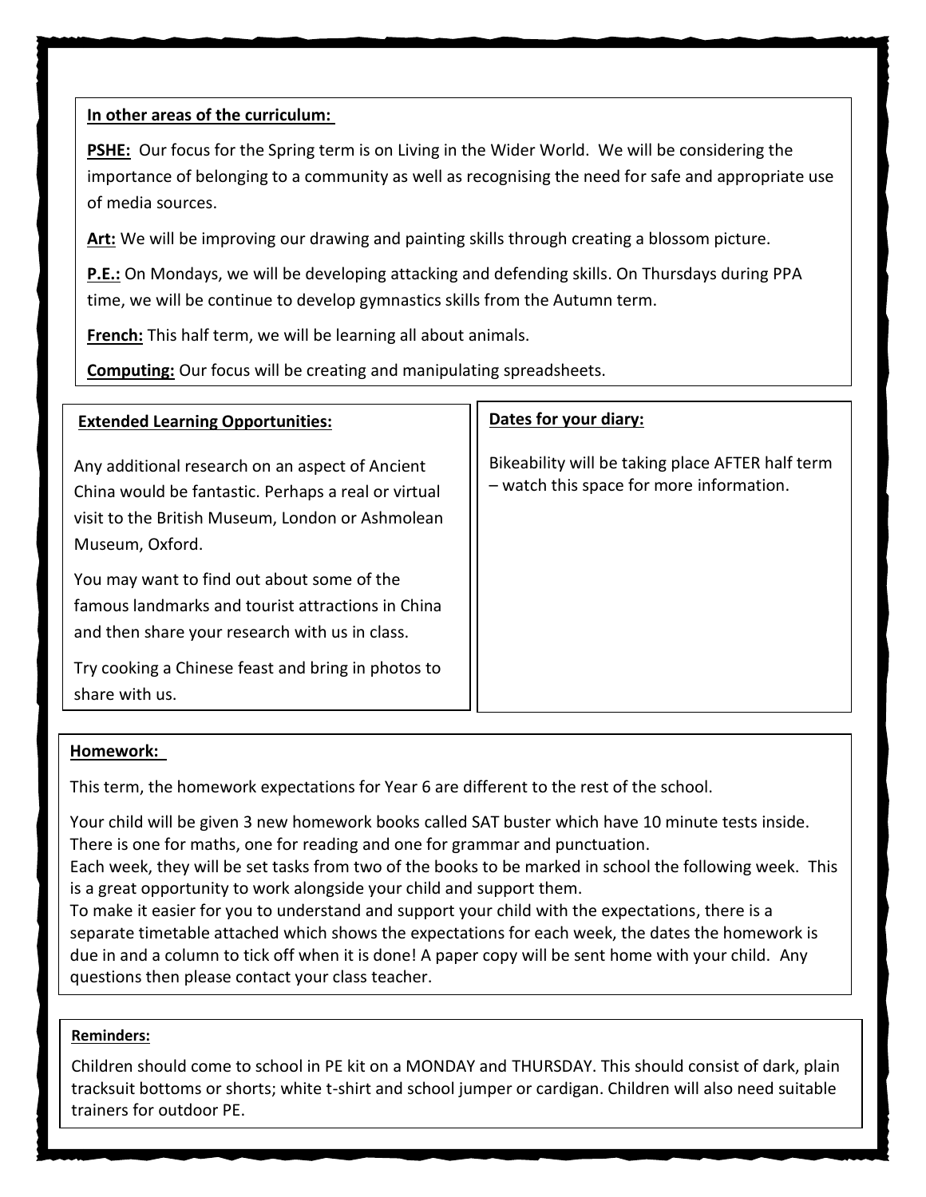## In other areas of the curriculum:

**PSHE:** Our focus for the Spring term is on Living in the Wider World. We will be considering the importance of belonging to a community as well as recognising the need for safe and appropriate use of media sources.

**Art:** We will be improving our drawing and painting skills through creating a blossom picture.

**P.E.:** On Mondays, we will be developing attacking and defending skills. On Thursdays during PPA time, we will be continue to develop gymnastics skills from the Autumn term.

**French:** This half term, we will be learning all about animals.

**Computing:** Our focus will be creating and manipulating spreadsheets.

## Extended Learning Opportunities:

Any additional research on an aspect of Ancient China would be fantastic. Perhaps a real or virtual visit to the British Museum, London or Ashmolean Museum, Oxford.

You may want to find out about some of the famous landmarks and tourist attractions in China and then share your research with us in class.

Try cooking a Chinese feast and bring in photos to share with us.

## Dates for your diary:

Bikeability will be taking place AFTER half term – watch this space for more information.

## Homework:

This term, the homework expectations for Year 6 are different to the rest of the school.

Your child will be given 3 new homework books called SAT buster which have 10 minute tests inside. There is one for maths, one for reading and one for grammar and punctuation.
Each week, they will be set tasks from two of the books to be marked in school the following week. This is a great opportunity to work alongside your child and support them.
To make it easier for you to understand and support your child with the expectations, there is a separate timetable attached which shows the expectations for each week, the dates the homework is due in and a column to tick off when it is done! A paper copy will be sent home with your child. Any questions then please contact your class teacher.

## Reminders:

Children should come to school in PE kit on a MONDAY and THURSDAY. This should consist of dark, plain tracksuit bottoms or shorts; white t-shirt and school jumper or cardigan. Children will also need suitable trainers for outdoor PE.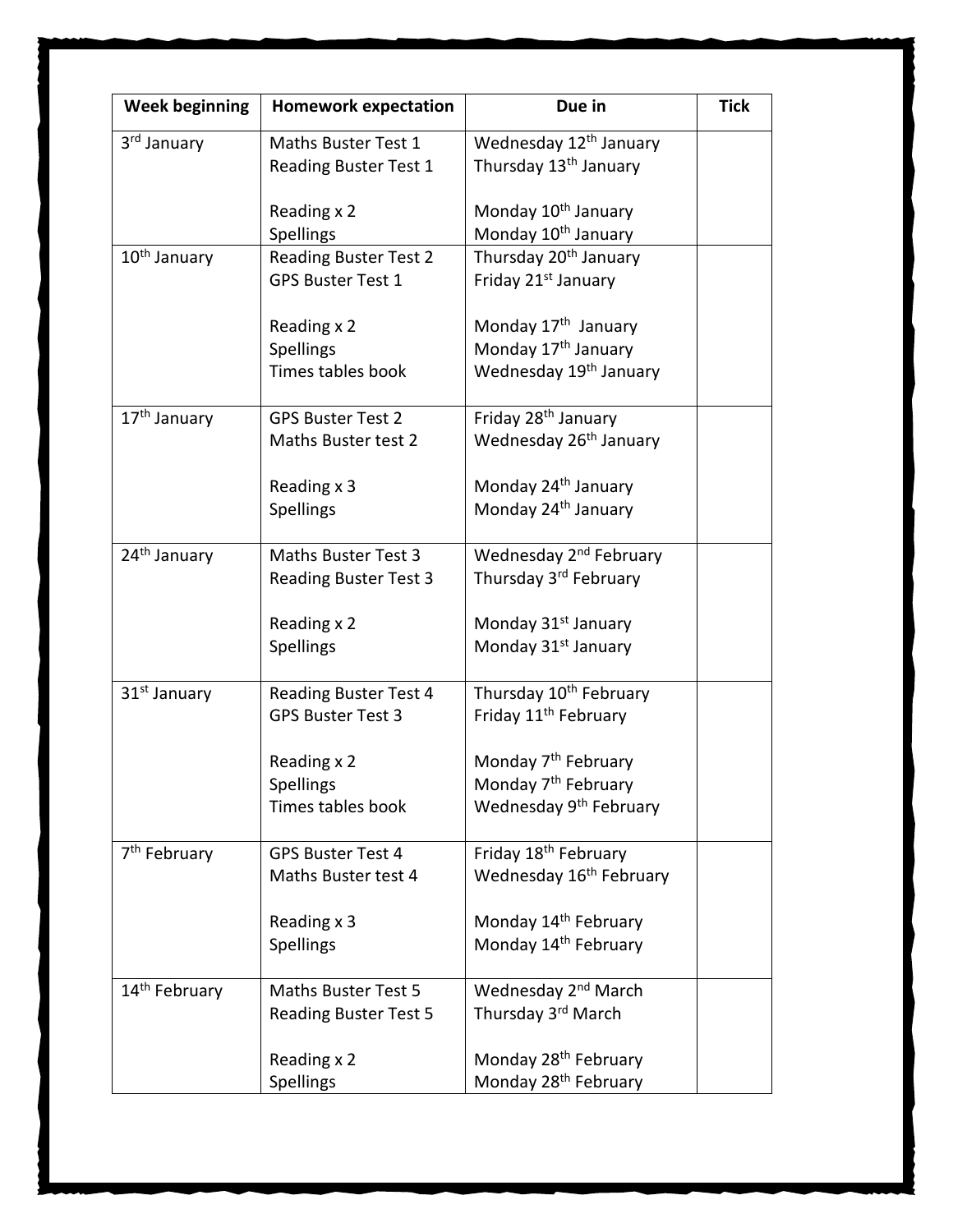| Week beginning | Homework expectation | Due in | Tick |
|---|---|---|---|
| 3rd January | Maths Buster Test 1<br>Reading Buster Test 1<br><br>Reading x 2<br>Spellings | Wednesday 12th January<br>Thursday 13th January<br><br>Monday 10th January<br>Monday 10th January | |
| 10th January | Reading Buster Test 2<br>GPS Buster Test 1<br><br>Reading x 2<br>Spellings<br>Times tables book | Thursday 20th January<br>Friday 21st January<br><br>Monday 17th January<br>Monday 17th January<br>Wednesday 19th January | |
| 17th January | GPS Buster Test 2<br>Maths Buster test 2<br><br>Reading x 3<br>Spellings | Friday 28th January<br>Wednesday 26th January<br><br>Monday 24th January<br>Monday 24th January | |
| 24th January | Maths Buster Test 3<br>Reading Buster Test 3<br><br>Reading x 2<br>Spellings | Wednesday 2nd February<br>Thursday 3rd February<br><br>Monday 31st January<br>Monday 31st January | |
| 31st January | Reading Buster Test 4<br>GPS Buster Test 3<br><br>Reading x 2<br>Spellings<br>Times tables book | Thursday 10th February<br>Friday 11th February<br><br>Monday 7th February<br>Monday 7th February<br>Wednesday 9th February | |
| 7th February | GPS Buster Test 4<br>Maths Buster test 4<br><br>Reading x 3<br>Spellings | Friday 18th February<br>Wednesday 16th February<br><br>Monday 14th February<br>Monday 14th February | |
| 14th February | Maths Buster Test 5<br>Reading Buster Test 5<br><br>Reading x 2<br>Spellings | Wednesday 2nd March<br>Thursday 3rd March<br><br>Monday 28th February<br>Monday 28th February | |